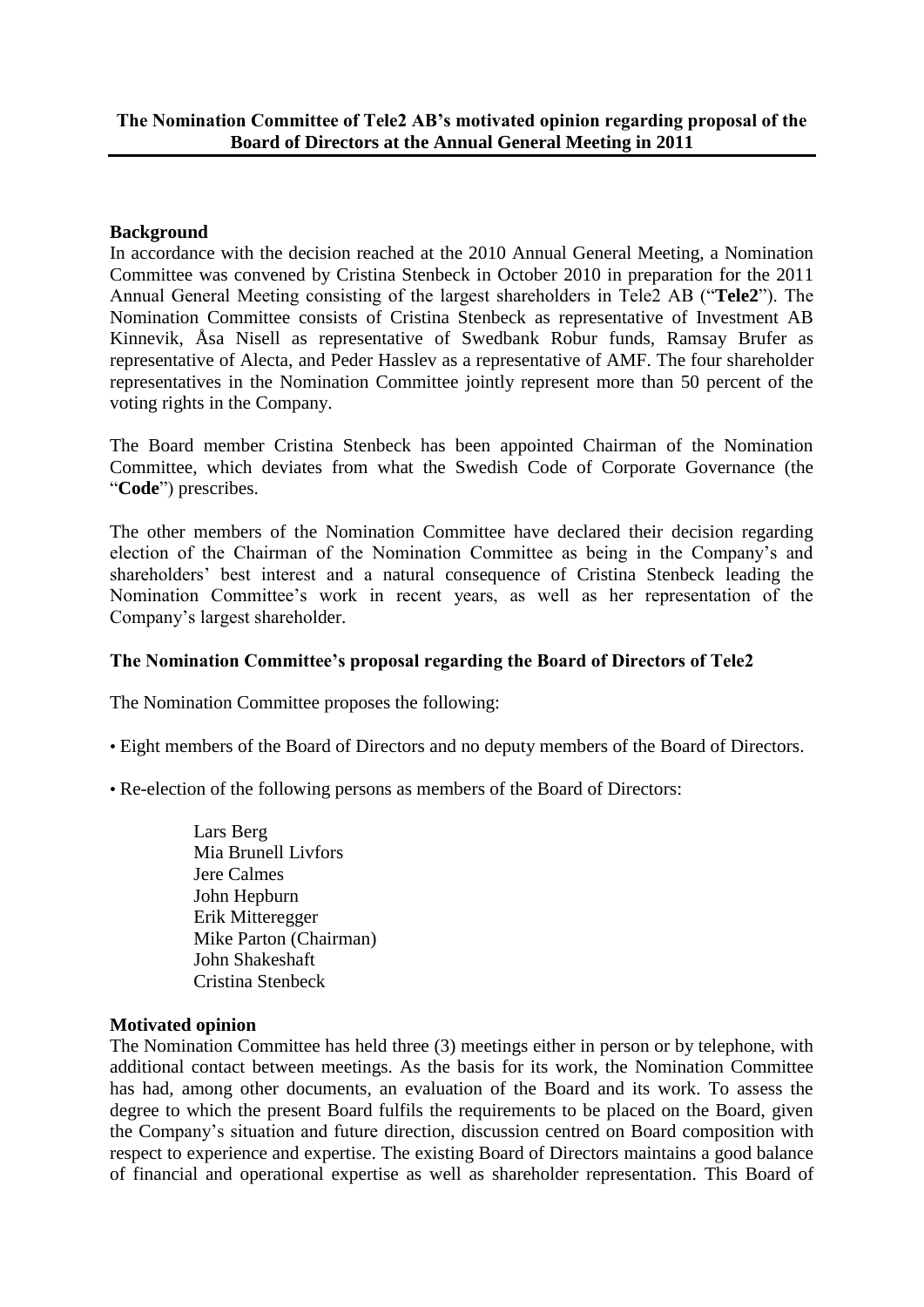**The Nomination Committee of Tele2 AB's motivated opinion regarding proposal of the Board of Directors at the Annual General Meeting in 2011**

**Background**

In accordance with the decision reached at the 2010 Annual General Meeting, a Nomination Committee was convened by Cristina Stenbeck in October 2010 in preparation for the 2011 Annual General Meeting consisting of the largest shareholders in Tele2 AB ("**Tele2**"). The Nomination Committee consists of Cristina Stenbeck as representative of Investment AB Kinnevik, Åsa Nisell as representative of Swedbank Robur funds, Ramsay Brufer as representative of Alecta, and Peder Hasslev as a representative of AMF. The four shareholder representatives in the Nomination Committee jointly represent more than 50 percent of the voting rights in the Company.

The Board member Cristina Stenbeck has been appointed Chairman of the Nomination Committee, which deviates from what the Swedish Code of Corporate Governance (the "**Code**") prescribes.

The other members of the Nomination Committee have declared their decision regarding election of the Chairman of the Nomination Committee as being in the Company's and shareholders' best interest and a natural consequence of Cristina Stenbeck leading the Nomination Committee's work in recent years, as well as her representation of the Company's largest shareholder.

**The Nomination Committee's proposal regarding the Board of Directors of Tele2**

The Nomination Committee proposes the following:

- Eight members of the Board of Directors and no deputy members of the Board of Directors.
- Re-election of the following persons as members of the Board of Directors:

  Lars Berg
  Mia Brunell Livfors
  Jere Calmes
  John Hepburn
  Erik Mitteregger
  Mike Parton (Chairman)
  John Shakeshaft
  Cristina Stenbeck

**Motivated opinion**

The Nomination Committee has held three (3) meetings either in person or by telephone, with additional contact between meetings. As the basis for its work, the Nomination Committee has had, among other documents, an evaluation of the Board and its work. To assess the degree to which the present Board fulfils the requirements to be placed on the Board, given the Company's situation and future direction, discussion centred on Board composition with respect to experience and expertise. The existing Board of Directors maintains a good balance of financial and operational expertise as well as shareholder representation. This Board of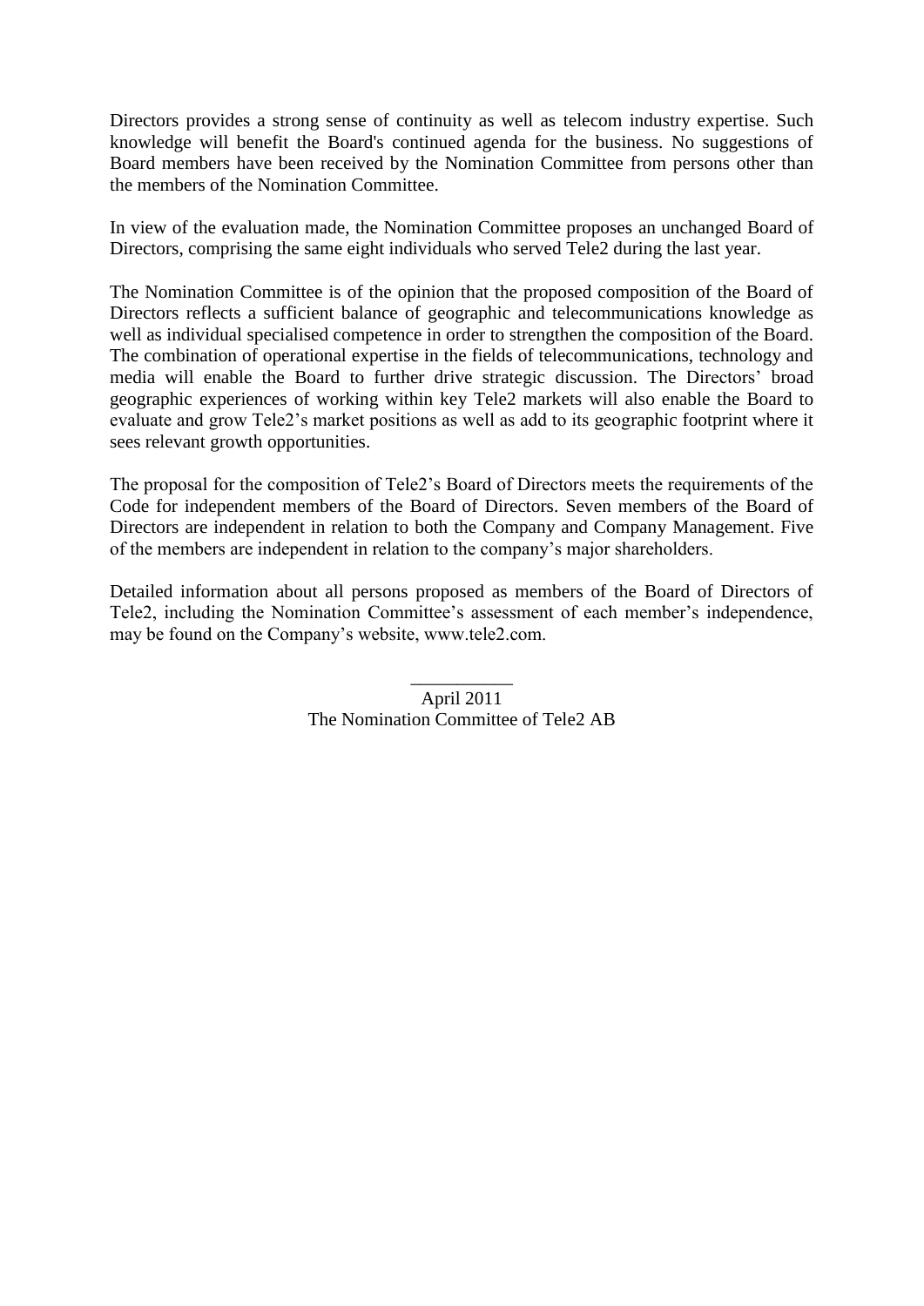Directors provides a strong sense of continuity as well as telecom industry expertise. Such knowledge will benefit the Board's continued agenda for the business. No suggestions of Board members have been received by the Nomination Committee from persons other than the members of the Nomination Committee.

In view of the evaluation made, the Nomination Committee proposes an unchanged Board of Directors, comprising the same eight individuals who served Tele2 during the last year.

The Nomination Committee is of the opinion that the proposed composition of the Board of Directors reflects a sufficient balance of geographic and telecommunications knowledge as well as individual specialised competence in order to strengthen the composition of the Board. The combination of operational expertise in the fields of telecommunications, technology and media will enable the Board to further drive strategic discussion. The Directors' broad geographic experiences of working within key Tele2 markets will also enable the Board to evaluate and grow Tele2's market positions as well as add to its geographic footprint where it sees relevant growth opportunities.

The proposal for the composition of Tele2's Board of Directors meets the requirements of the Code for independent members of the Board of Directors. Seven members of the Board of Directors are independent in relation to both the Company and Company Management. Five of the members are independent in relation to the company's major shareholders.

Detailed information about all persons proposed as members of the Board of Directors of Tele2, including the Nomination Committee's assessment of each member's independence, may be found on the Company's website, www.tele2.com.

___________

April 2011
The Nomination Committee of Tele2 AB